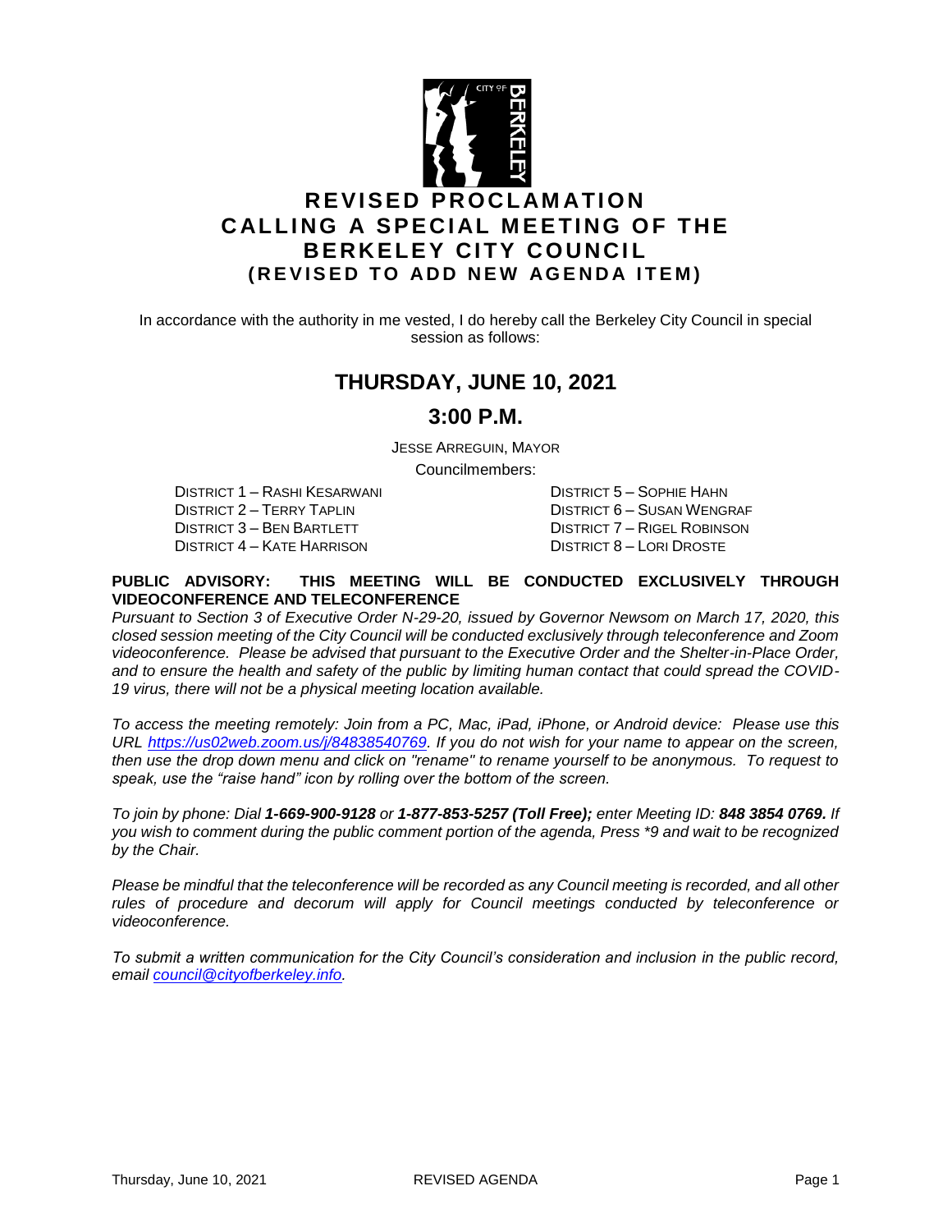# REVISED PROCLAMATION CALLING A SPECIAL MEETING OF THE BERKELEY CITY COUNCIL (REVISED TO ADD NEW AGENDA ITEM)

In accordance with the authority in me vested, I do hereby call the Berkeley City Council in special session as follows:

## THURSDAY, JUNE 10, 2021

## 3:00 P.M.

JESSE ARREGUIN, MAYOR

Councilmembers:

DISTRICT 1 – RASHI KESARWANI
DISTRICT 2 – TERRY TAPLIN
DISTRICT 3 – BEN BARTLETT
DISTRICT 4 – KATE HARRISON
DISTRICT 5 – SOPHIE HAHN
DISTRICT 6 – SUSAN WENGRAF
DISTRICT 7 – RIGEL ROBINSON
DISTRICT 8 – LORI DROSTE

**PUBLIC ADVISORY: THIS MEETING WILL BE CONDUCTED EXCLUSIVELY THROUGH VIDEOCONFERENCE AND TELECONFERENCE**

*Pursuant to Section 3 of Executive Order N-29-20, issued by Governor Newsom on March 17, 2020, this closed session meeting of the City Council will be conducted exclusively through teleconference and Zoom videoconference. Please be advised that pursuant to the Executive Order and the Shelter-in-Place Order, and to ensure the health and safety of the public by limiting human contact that could spread the COVID-19 virus, there will not be a physical meeting location available.*

*To access the meeting remotely: Join from a PC, Mac, iPad, iPhone, or Android device: Please use this URL https://us02web.zoom.us/j/84838540769. If you do not wish for your name to appear on the screen, then use the drop down menu and click on "rename" to rename yourself to be anonymous. To request to speak, use the "raise hand" icon by rolling over the bottom of the screen.*

*To join by phone: Dial **1-669-900-9128** or **1-877-853-5257 (Toll Free);** enter Meeting ID: **848 3854 0769.** If you wish to comment during the public comment portion of the agenda, Press \*9 and wait to be recognized by the Chair.*

*Please be mindful that the teleconference will be recorded as any Council meeting is recorded, and all other rules of procedure and decorum will apply for Council meetings conducted by teleconference or videoconference.*

*To submit a written communication for the City Council's consideration and inclusion in the public record, email council@cityofberkeley.info.*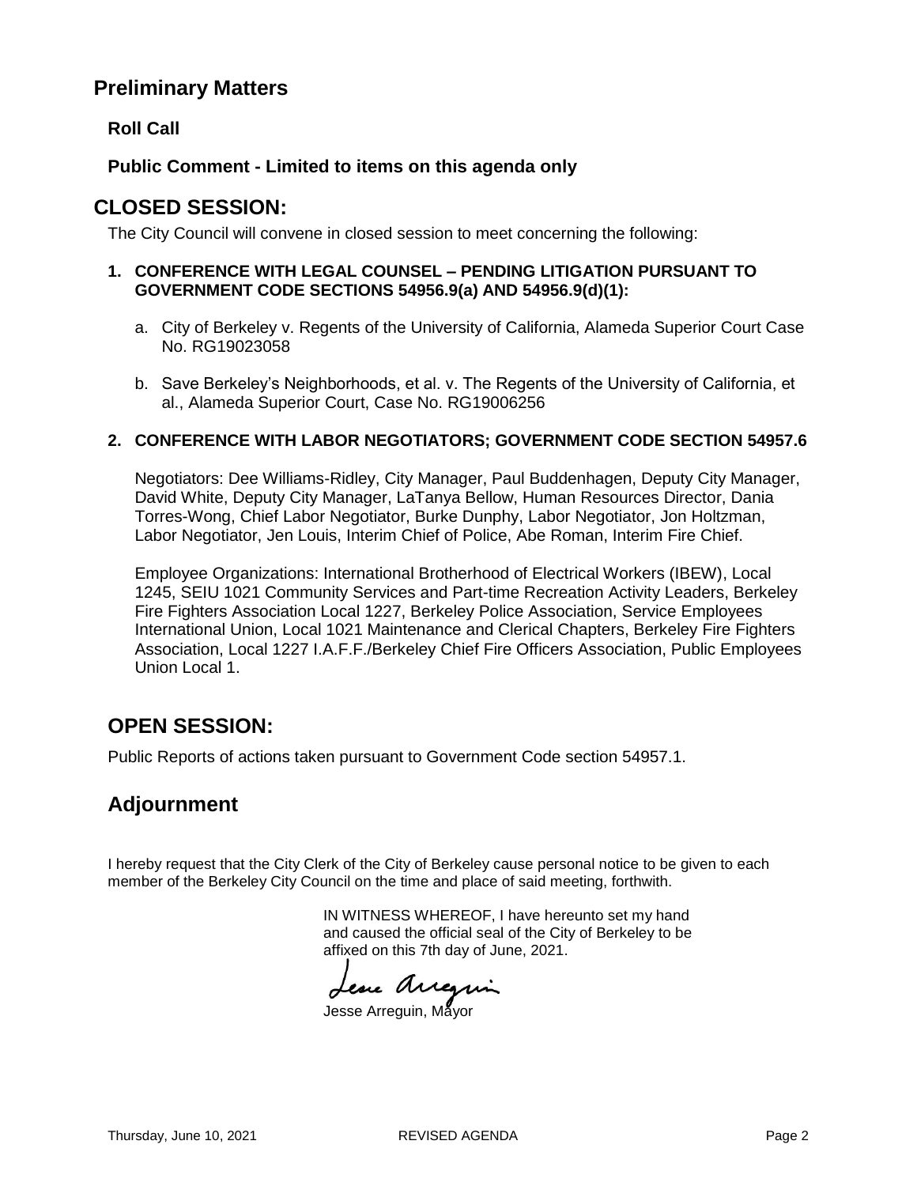## Preliminary Matters

### Roll Call

### Public Comment - Limited to items on this agenda only

## CLOSED SESSION:

The City Council will convene in closed session to meet concerning the following:

**1. CONFERENCE WITH LEGAL COUNSEL – PENDING LITIGATION PURSUANT TO GOVERNMENT CODE SECTIONS 54956.9(a) AND 54956.9(d)(1):**

a. City of Berkeley v. Regents of the University of California, Alameda Superior Court Case No. RG19023058

b. Save Berkeley's Neighborhoods, et al. v. The Regents of the University of California, et al., Alameda Superior Court, Case No. RG19006256

**2. CONFERENCE WITH LABOR NEGOTIATORS; GOVERNMENT CODE SECTION 54957.6**

Negotiators: Dee Williams-Ridley, City Manager, Paul Buddenhagen, Deputy City Manager, David White, Deputy City Manager, LaTanya Bellow, Human Resources Director, Dania Torres-Wong, Chief Labor Negotiator, Burke Dunphy, Labor Negotiator, Jon Holtzman, Labor Negotiator, Jen Louis, Interim Chief of Police, Abe Roman, Interim Fire Chief.

Employee Organizations: International Brotherhood of Electrical Workers (IBEW), Local 1245, SEIU 1021 Community Services and Part-time Recreation Activity Leaders, Berkeley Fire Fighters Association Local 1227, Berkeley Police Association, Service Employees International Union, Local 1021 Maintenance and Clerical Chapters, Berkeley Fire Fighters Association, Local 1227 I.A.F.F./Berkeley Chief Fire Officers Association, Public Employees Union Local 1.

## OPEN SESSION:

Public Reports of actions taken pursuant to Government Code section 54957.1.

## Adjournment

I hereby request that the City Clerk of the City of Berkeley cause personal notice to be given to each member of the Berkeley City Council on the time and place of said meeting, forthwith.

IN WITNESS WHEREOF, I have hereunto set my hand and caused the official seal of the City of Berkeley to be affixed on this 7th day of June, 2021.

Jesse Arreguin, Mayor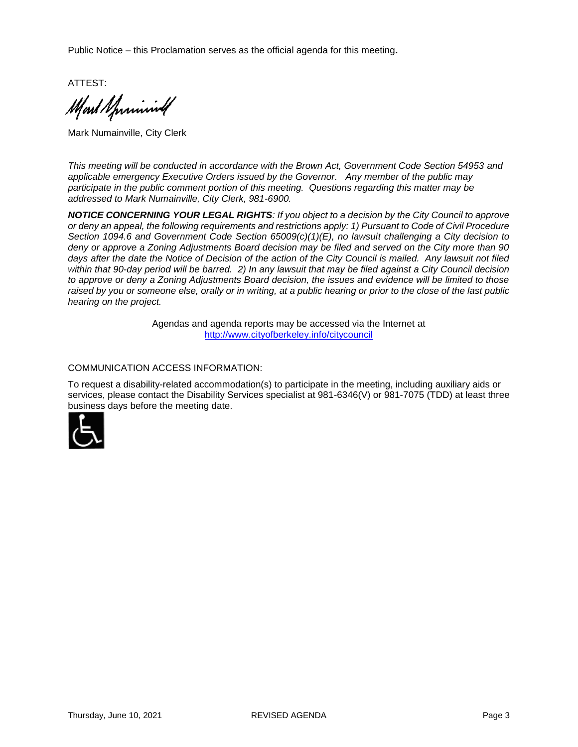Public Notice – this Proclamation serves as the official agenda for this meeting**.**

ATTEST:

Mark Numainville, City Clerk

*This meeting will be conducted in accordance with the Brown Act, Government Code Section 54953 and applicable emergency Executive Orders issued by the Governor. Any member of the public may participate in the public comment portion of this meeting. Questions regarding this matter may be addressed to Mark Numainville, City Clerk, 981-6900.*

***NOTICE CONCERNING YOUR LEGAL RIGHTS**: If you object to a decision by the City Council to approve or deny an appeal, the following requirements and restrictions apply: 1) Pursuant to Code of Civil Procedure Section 1094.6 and Government Code Section 65009(c)(1)(E), no lawsuit challenging a City decision to deny or approve a Zoning Adjustments Board decision may be filed and served on the City more than 90 days after the date the Notice of Decision of the action of the City Council is mailed. Any lawsuit not filed within that 90-day period will be barred. 2) In any lawsuit that may be filed against a City Council decision to approve or deny a Zoning Adjustments Board decision, the issues and evidence will be limited to those raised by you or someone else, orally or in writing, at a public hearing or prior to the close of the last public hearing on the project.*

Agendas and agenda reports may be accessed via the Internet at http://www.cityofberkeley.info/citycouncil

COMMUNICATION ACCESS INFORMATION:

To request a disability-related accommodation(s) to participate in the meeting, including auxiliary aids or services, please contact the Disability Services specialist at 981-6346(V) or 981-7075 (TDD) at least three business days before the meeting date.